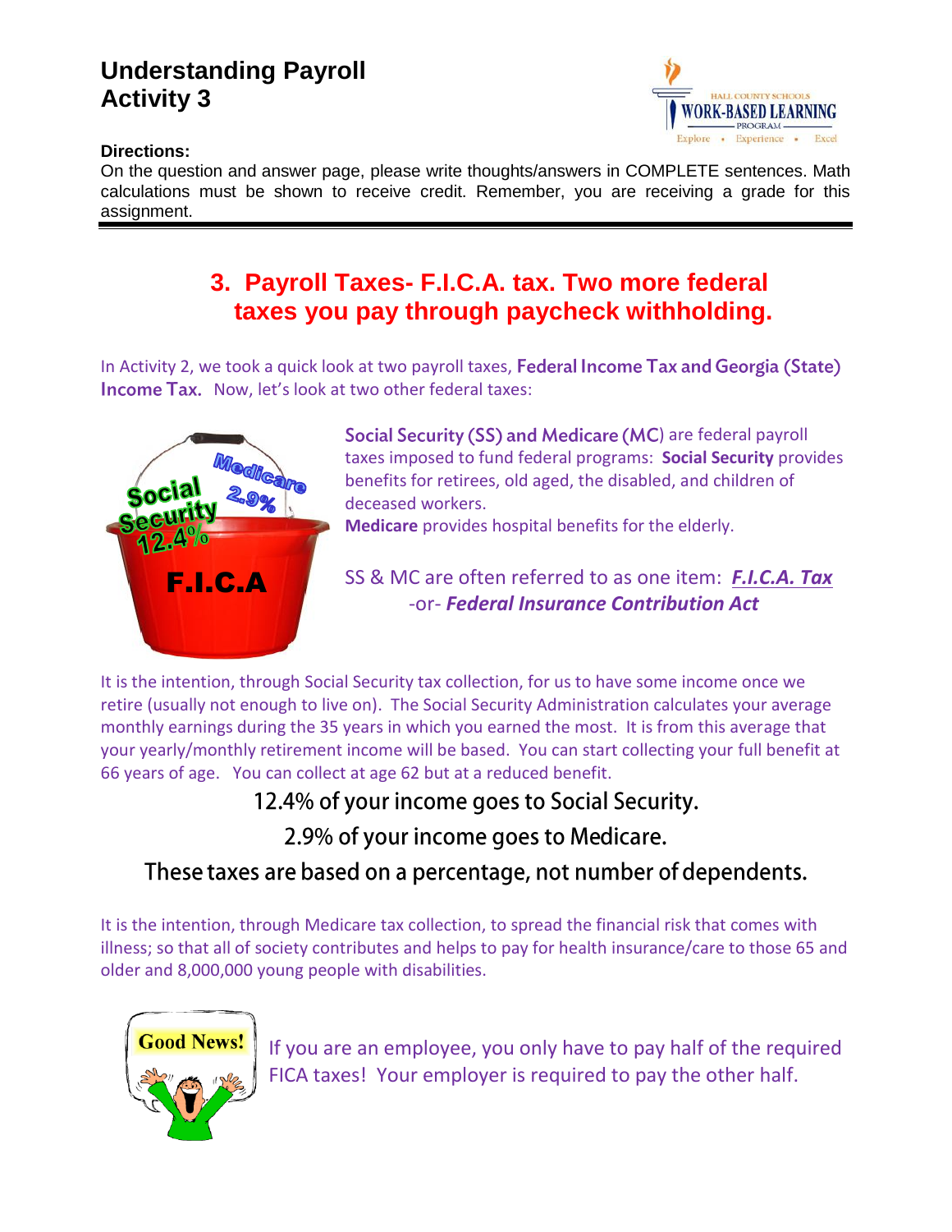# Understanding Payroll
# Activity 3

**Directions:**
On the question and answer page, please write thoughts/answers in COMPLETE sentences. Math calculations must be shown to receive credit. Remember, you are receiving a grade for this assignment.

## 3. Payroll Taxes- F.I.C.A. tax. Two more federal taxes you pay through paycheck withholding.

In Activity 2, we took a quick look at two payroll taxes, **Federal Income Tax and Georgia (State) Income Tax.** Now, let's look at two other federal taxes:

**Social Security (SS) and Medicare (MC)** are federal payroll taxes imposed to fund federal programs: **Social Security** provides benefits for retirees, old aged, the disabled, and children of deceased workers.
**Medicare** provides hospital benefits for the elderly.

SS & MC are often referred to as one item: ***F.I.C.A. Tax***
-or- ***Federal Insurance Contribution Act***

It is the intention, through Social Security tax collection, for us to have some income once we retire (usually not enough to live on). The Social Security Administration calculates your average monthly earnings during the 35 years in which you earned the most. It is from this average that your yearly/monthly retirement income will be based. You can start collecting your full benefit at 66 years of age. You can collect at age 62 but at a reduced benefit.

12.4% of your income goes to Social Security.

2.9% of your income goes to Medicare.

These taxes are based on a percentage, not number of dependents.

It is the intention, through Medicare tax collection, to spread the financial risk that comes with illness; so that all of society contributes and helps to pay for health insurance/care to those 65 and older and 8,000,000 young people with disabilities.

**Good News!**

If you are an employee, you only have to pay half of the required FICA taxes! Your employer is required to pay the other half.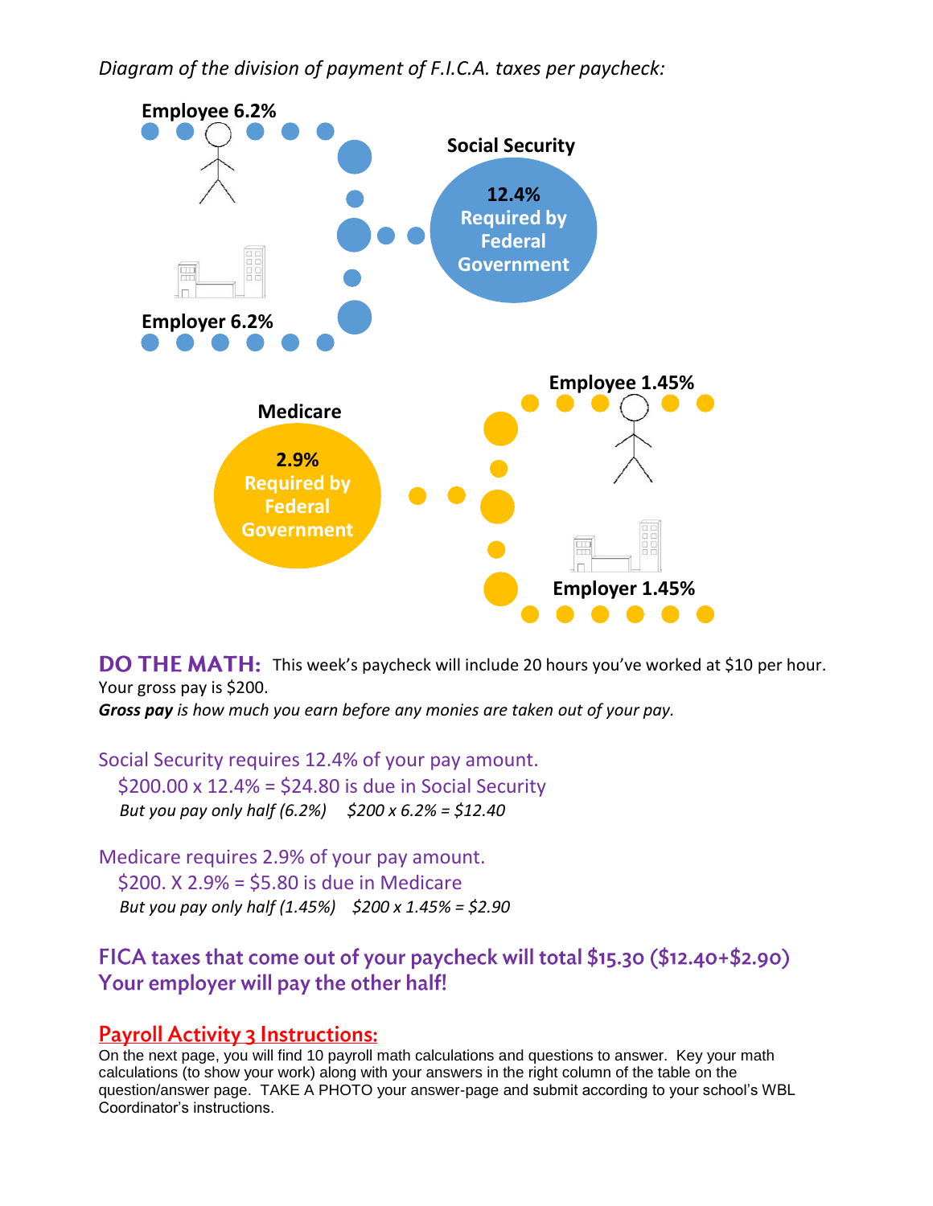*Diagram of the division of payment of F.I.C.A. taxes per paycheck:*

**Employee 6.2%**

**Social Security**

**12.4% Required by Federal Government**

**Employer 6.2%**

**Employee 1.45%**

**Medicare**

**2.9% Required by Federal Government**

**Employer 1.45%**

**DO THE MATH:** This week's paycheck will include 20 hours you've worked at $10 per hour. Your gross pay is $200.

***Gross pay** is how much you earn before any monies are taken out of your pay.*

Social Security requires 12.4% of your pay amount.

$200.00 x 12.4% = $24.80 is due in Social Security

*But you pay only half (6.2%)   $200 x 6.2% = $12.40*

Medicare requires 2.9% of your pay amount.

$200. X 2.9% = $5.80 is due in Medicare

*But you pay only half (1.45%)   $200 x 1.45% = $2.90*

**FICA taxes that come out of your paycheck will total $15.30 ($12.40+$2.90)**
**Your employer will pay the other half!**

## Payroll Activity 3 Instructions:

On the next page, you will find 10 payroll math calculations and questions to answer. Key your math calculations (to show your work) along with your answers in the right column of the table on the question/answer page. TAKE A PHOTO your answer-page and submit according to your school's WBL Coordinator's instructions.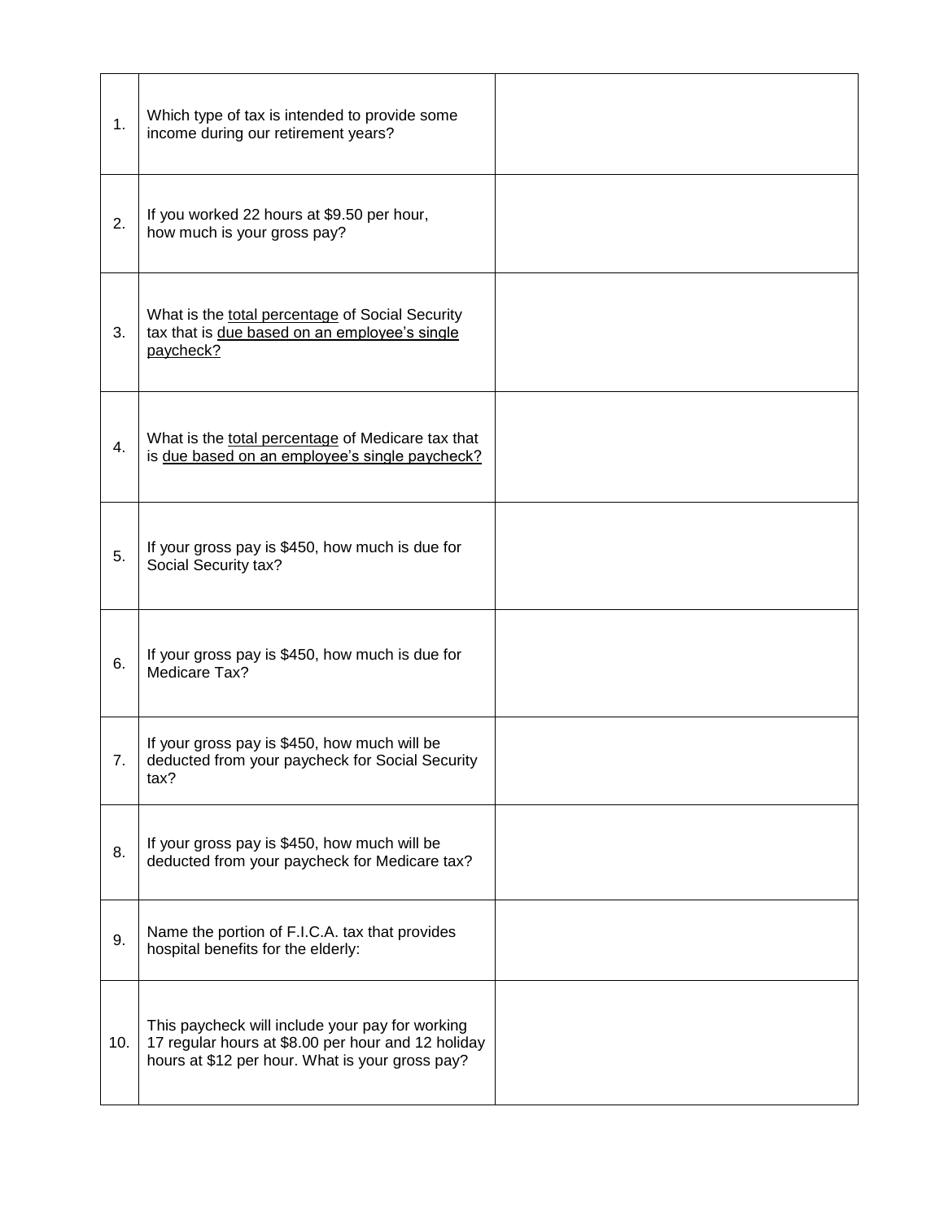| | | |
|---|---|---|
| 1. | Which type of tax is intended to provide some income during our retirement years? | |
| 2. | If you worked 22 hours at $9.50 per hour, how much is your gross pay? | |
| 3. | What is the <u>total percentage</u> of Social Security tax that is <u>due based on an employee's single paycheck?</u> | |
| 4. | What is the <u>total percentage</u> of Medicare tax that is <u>due based on an employee's single paycheck?</u> | |
| 5. | If your gross pay is $450, how much is due for Social Security tax? | |
| 6. | If your gross pay is $450, how much is due for Medicare Tax? | |
| 7. | If your gross pay is $450, how much will be deducted from your paycheck for Social Security tax? | |
| 8. | If your gross pay is $450, how much will be deducted from your paycheck for Medicare tax? | |
| 9. | Name the portion of F.I.C.A. tax that provides hospital benefits for the elderly: | |
| 10. | This paycheck will include your pay for working 17 regular hours at $8.00 per hour and 12 holiday hours at $12 per hour. What is your gross pay? | |